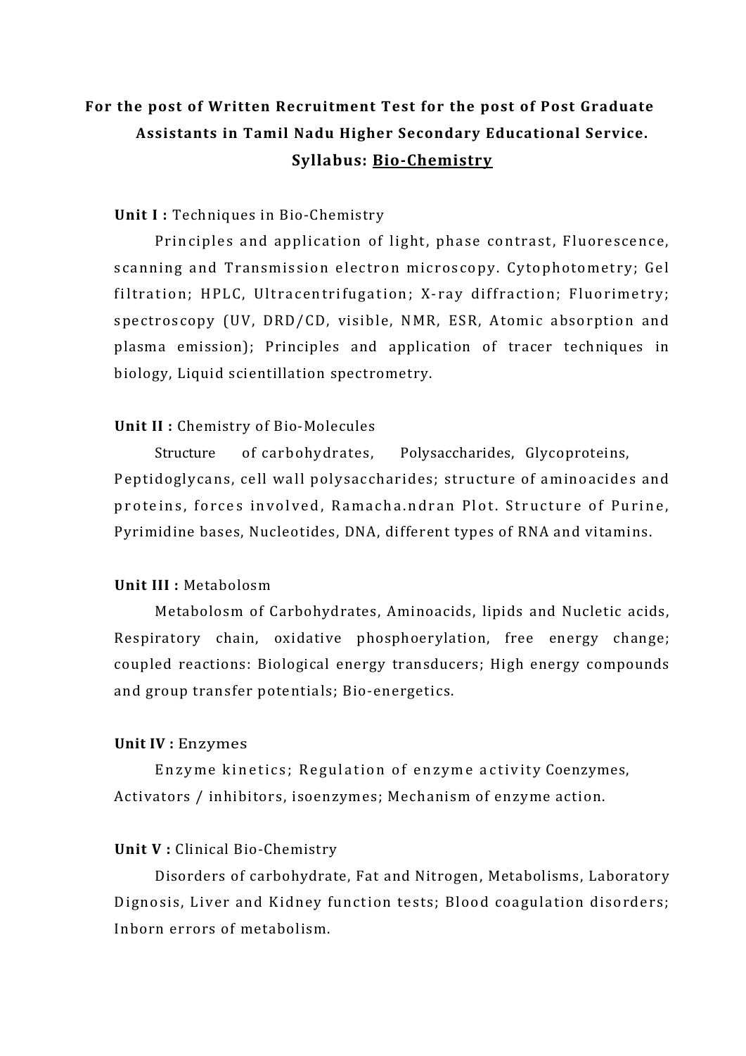**For the post of Written Recruitment Test for the post of Post Graduate Assistants in Tamil Nadu Higher Secondary Educational Service.**

**Syllabus: <u>Bio-Chemistry</u>**

**Unit I :** Techniques in Bio-Chemistry

Principles and application of light, phase contrast, Fluorescence, scanning and Transmission electron microscopy. Cytophotometry; Gel filtration; HPLC, Ultracentrifugation; X-ray diffraction; Fluorimetry; spectroscopy (UV, DRD/CD, visible, NMR, ESR, Atomic absorption and plasma emission); Principles and application of tracer techniques in biology, Liquid scientillation spectrometry.

**Unit II :** Chemistry of Bio-Molecules

Structure of carbohydrates, Polysaccharides, Glycoproteins, Peptidoglycans, cell wall polysaccharides; structure of aminoacides and proteins, forces involved, Ramacha.ndran Plot. Structure of Purine, Pyrimidine bases, Nucleotides, DNA, different types of RNA and vitamins.

**Unit III :** Metabolosm

Metabolosm of Carbohydrates, Aminoacids, lipids and Nucletic acids, Respiratory chain, oxidative phosphoerylation, free energy change; coupled reactions: Biological energy transducers; High energy compounds and group transfer potentials; Bio-energetics.

**Unit IV :** Enzymes

Enzyme kinetics; Regulation of enzyme activity Coenzymes, Activators / inhibitors, isoenzymes; Mechanism of enzyme action.

**Unit V :** Clinical Bio-Chemistry

Disorders of carbohydrate, Fat and Nitrogen, Metabolisms, Laboratory Dignosis, Liver and Kidney function tests; Blood coagulation disorders; Inborn errors of metabolism.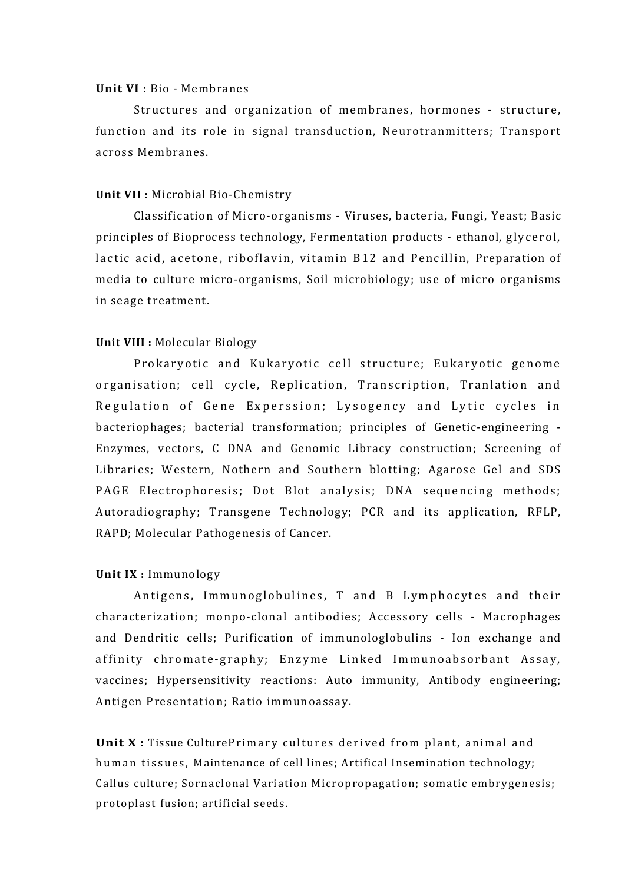**Unit VI :** Bio - Membranes

Structures and organization of membranes, hormones - structure, function and its role in signal transduction, Neurotranmitters; Transport across Membranes.

**Unit VII :** Microbial Bio-Chemistry

Classification of Micro-organisms - Viruses, bacteria, Fungi, Yeast; Basic principles of Bioprocess technology, Fermentation products - ethanol, glycerol, lactic acid, acetone, riboflavin, vitamin B12 and Pencillin, Preparation of media to culture micro-organisms, Soil microbiology; use of micro organisms in seage treatment.

**Unit VIII :** Molecular Biology

Prokaryotic and Kukaryotic cell structure; Eukaryotic genome organisation; cell cycle, Replication, Transcription, Tranlation and Regulation of Gene Experssion; Lysogency and Lytic cycles in bacteriophages; bacterial transformation; principles of Genetic-engineering - Enzymes, vectors, C DNA and Genomic Libracy construction; Screening of Libraries; Western, Nothern and Southern blotting; Agarose Gel and SDS PAGE Electrophoresis; Dot Blot analysis; DNA sequencing methods; Autoradiography; Transgene Technology; PCR and its application, RFLP, RAPD; Molecular Pathogenesis of Cancer.

**Unit IX :** Immunology

Antigens, Immunoglobulines, T and B Lymphocytes and their characterization; monpo-clonal antibodies; Accessory cells - Macrophages and Dendritic cells; Purification of immunologlobulins - Ion exchange and affinity chromate-graphy; Enzyme Linked Immunoabsorbant Assay, vaccines; Hypersensitivity reactions: Auto immunity, Antibody engineering; Antigen Presentation; Ratio immunoassay.

**Unit X :** Tissue CulturePrimary cultures derived from plant, animal and human tissues, Maintenance of cell lines; Artifical Insemination technology; Callus culture; Sornaclonal Variation Micropropagation; somatic embrygenesis; protoplast fusion; artificial seeds.